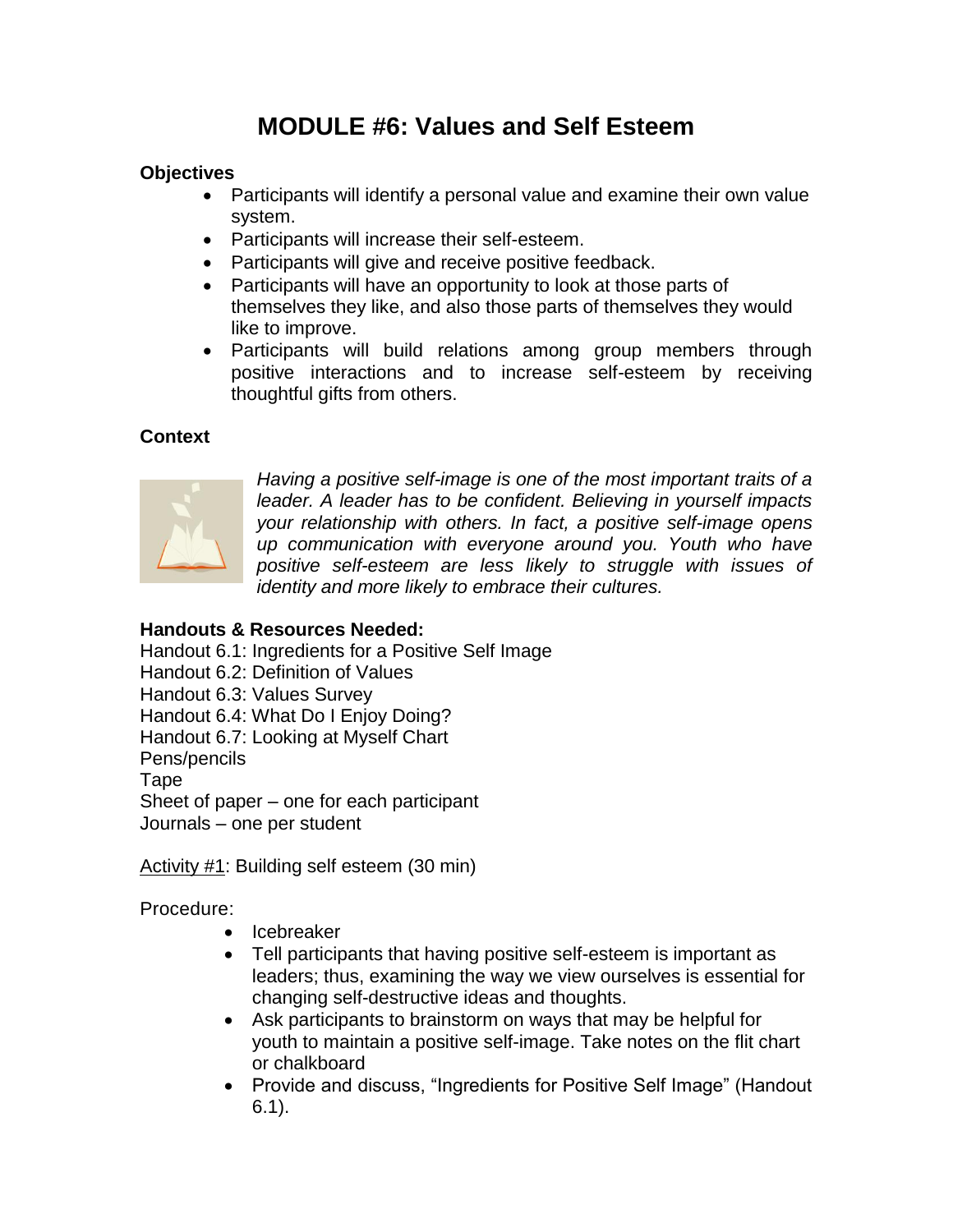# MODULE #6: Values and Self Esteem

**Objectives**

- Participants will identify a personal value and examine their own value system.
- Participants will increase their self-esteem.
- Participants will give and receive positive feedback.
- Participants will have an opportunity to look at those parts of themselves they like, and also those parts of themselves they would like to improve.
- Participants will build relations among group members through positive interactions and to increase self-esteem by receiving thoughtful gifts from others.

**Context**

*Having a positive self-image is one of the most important traits of a leader. A leader has to be confident. Believing in yourself impacts your relationship with others. In fact, a positive self-image opens up communication with everyone around you. Youth who have positive self-esteem are less likely to struggle with issues of identity and more likely to embrace their cultures.*

**Handouts & Resources Needed:**

Handout 6.1: Ingredients for a Positive Self Image
Handout 6.2: Definition of Values
Handout 6.3: Values Survey
Handout 6.4: What Do I Enjoy Doing?
Handout 6.7: Looking at Myself Chart
Pens/pencils
Tape
Sheet of paper – one for each participant
Journals – one per student

<u>Activity #1</u>: Building self esteem (30 min)

Procedure:

- Icebreaker
- Tell participants that having positive self-esteem is important as leaders; thus, examining the way we view ourselves is essential for changing self-destructive ideas and thoughts.
- Ask participants to brainstorm on ways that may be helpful for youth to maintain a positive self-image. Take notes on the flit chart or chalkboard
- Provide and discuss, "Ingredients for Positive Self Image" (Handout 6.1).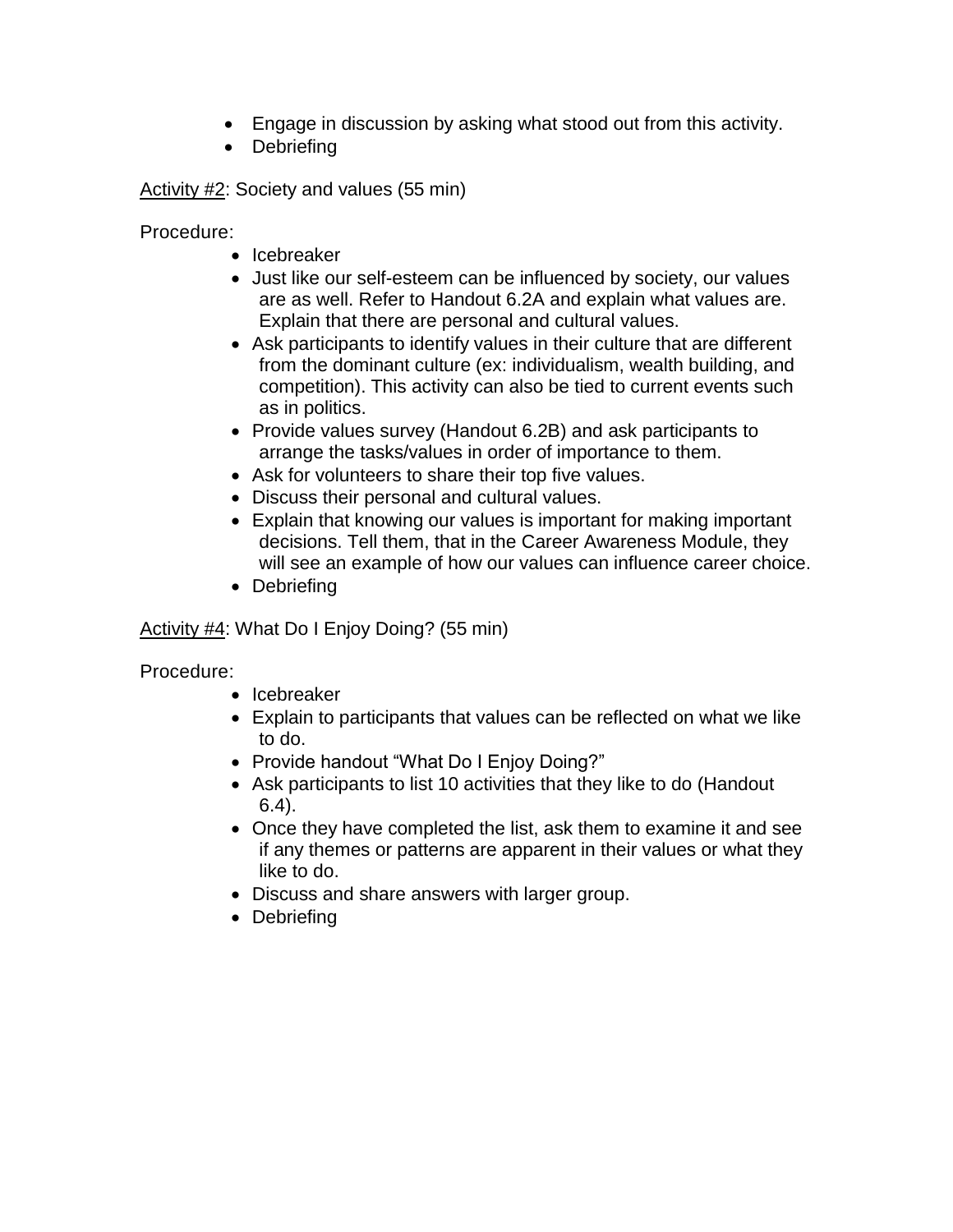- Engage in discussion by asking what stood out from this activity.
- Debriefing

<u>Activity #2</u>: Society and values (55 min)

Procedure:

- Icebreaker
- Just like our self-esteem can be influenced by society, our values are as well. Refer to Handout 6.2A and explain what values are. Explain that there are personal and cultural values.
- Ask participants to identify values in their culture that are different from the dominant culture (ex: individualism, wealth building, and competition). This activity can also be tied to current events such as in politics.
- Provide values survey (Handout 6.2B) and ask participants to arrange the tasks/values in order of importance to them.
- Ask for volunteers to share their top five values.
- Discuss their personal and cultural values.
- Explain that knowing our values is important for making important decisions. Tell them, that in the Career Awareness Module, they will see an example of how our values can influence career choice.
- Debriefing

<u>Activity #4</u>: What Do I Enjoy Doing? (55 min)

Procedure:

- Icebreaker
- Explain to participants that values can be reflected on what we like to do.
- Provide handout "What Do I Enjoy Doing?"
- Ask participants to list 10 activities that they like to do (Handout 6.4).
- Once they have completed the list, ask them to examine it and see if any themes or patterns are apparent in their values or what they like to do.
- Discuss and share answers with larger group.
- Debriefing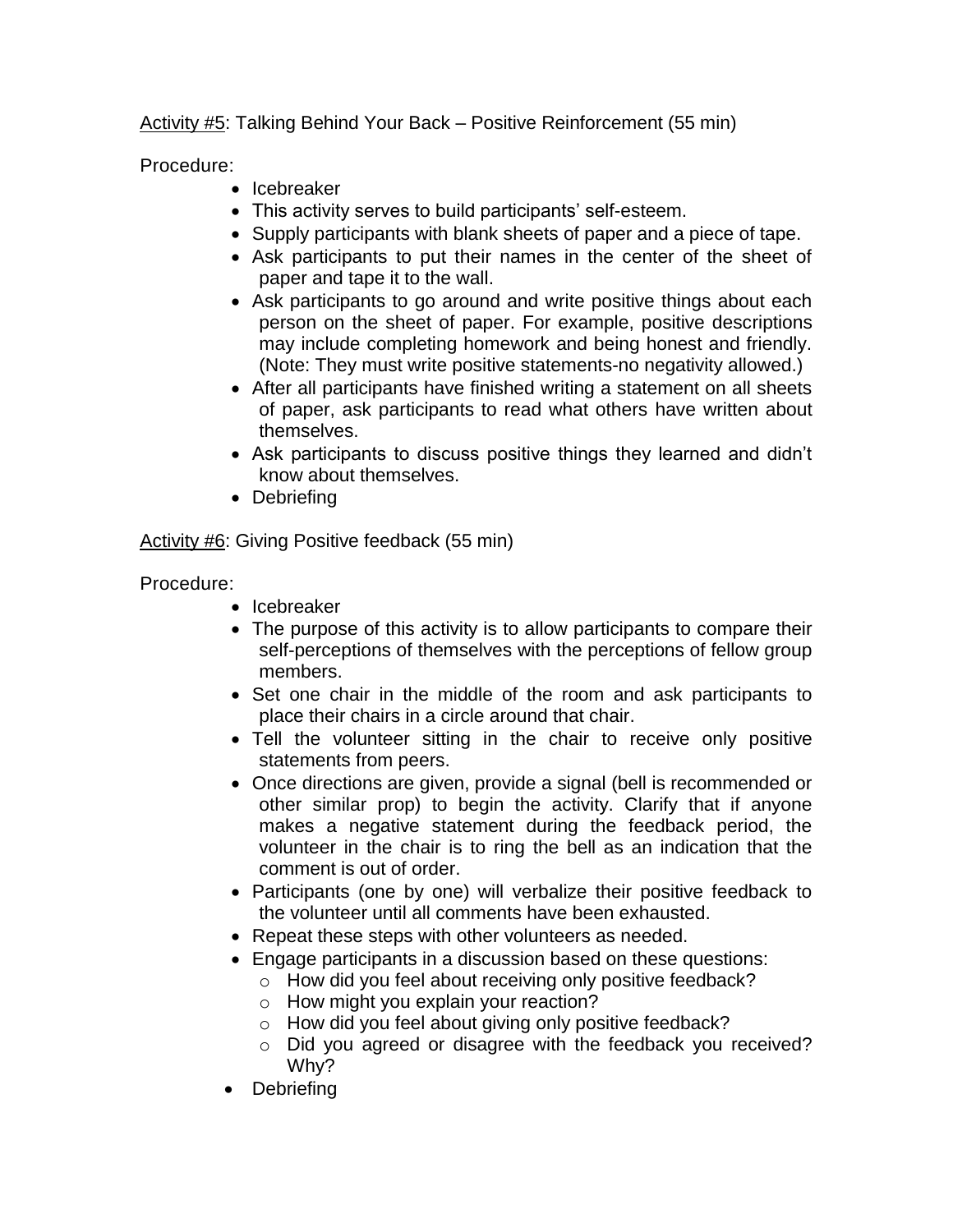Activity #5: Talking Behind Your Back – Positive Reinforcement (55 min)

Procedure:

- Icebreaker
- This activity serves to build participants' self-esteem.
- Supply participants with blank sheets of paper and a piece of tape.
- Ask participants to put their names in the center of the sheet of paper and tape it to the wall.
- Ask participants to go around and write positive things about each person on the sheet of paper. For example, positive descriptions may include completing homework and being honest and friendly. (Note: They must write positive statements-no negativity allowed.)
- After all participants have finished writing a statement on all sheets of paper, ask participants to read what others have written about themselves.
- Ask participants to discuss positive things they learned and didn't know about themselves.
- Debriefing

Activity #6: Giving Positive feedback (55 min)

Procedure:

- Icebreaker
- The purpose of this activity is to allow participants to compare their self-perceptions of themselves with the perceptions of fellow group members.
- Set one chair in the middle of the room and ask participants to place their chairs in a circle around that chair.
- Tell the volunteer sitting in the chair to receive only positive statements from peers.
- Once directions are given, provide a signal (bell is recommended or other similar prop) to begin the activity. Clarify that if anyone makes a negative statement during the feedback period, the volunteer in the chair is to ring the bell as an indication that the comment is out of order.
- Participants (one by one) will verbalize their positive feedback to the volunteer until all comments have been exhausted.
- Repeat these steps with other volunteers as needed.
- Engage participants in a discussion based on these questions:
  - How did you feel about receiving only positive feedback?
  - How might you explain your reaction?
  - How did you feel about giving only positive feedback?
  - Did you agreed or disagree with the feedback you received? Why?
- Debriefing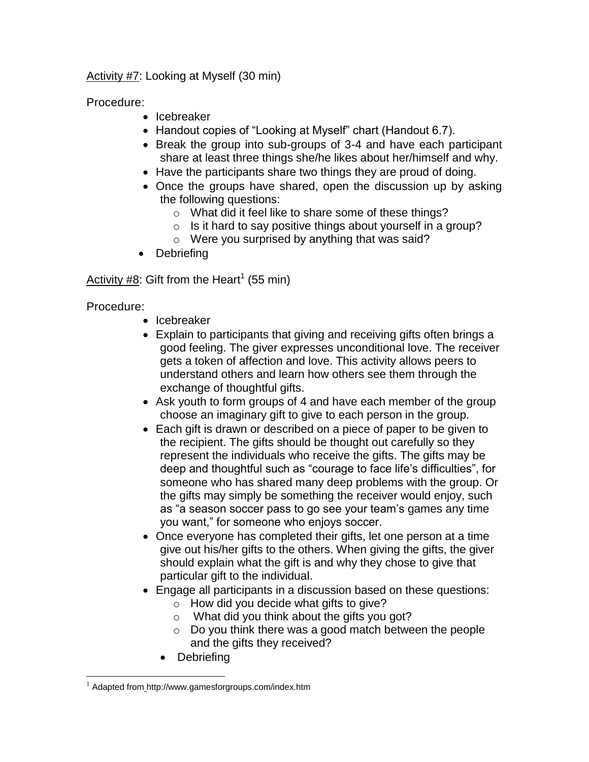<u>Activity #7</u>: Looking at Myself (30 min)

Procedure:

- Icebreaker
- Handout copies of "Looking at Myself" chart (Handout 6.7).
- Break the group into sub-groups of 3-4 and have each participant share at least three things she/he likes about her/himself and why.
- Have the participants share two things they are proud of doing.
- Once the groups have shared, open the discussion up by asking the following questions:
    - What did it feel like to share some of these things?
    - Is it hard to say positive things about yourself in a group?
    - Were you surprised by anything that was said?
- Debriefing

<u>Activity #8</u>: Gift from the Heart[1] (55 min)

Procedure:

- Icebreaker
- Explain to participants that giving and receiving gifts often brings a good feeling. The giver expresses unconditional love. The receiver gets a token of affection and love. This activity allows peers to understand others and learn how others see them through the exchange of thoughtful gifts.
- Ask youth to form groups of 4 and have each member of the group choose an imaginary gift to give to each person in the group.
- Each gift is drawn or described on a piece of paper to be given to the recipient. The gifts should be thought out carefully so they represent the individuals who receive the gifts. The gifts may be deep and thoughtful such as "courage to face life's difficulties", for someone who has shared many deep problems with the group. Or the gifts may simply be something the receiver would enjoy, such as "a season soccer pass to go see your team's games any time you want," for someone who enjoys soccer.
- Once everyone has completed their gifts, let one person at a time give out his/her gifts to the others. When giving the gifts, the giver should explain what the gift is and why they chose to give that particular gift to the individual.
- Engage all participants in a discussion based on these questions:
    - How did you decide what gifts to give?
    - What did you think about the gifts you got?
    - Do you think there was a good match between the people and the gifts they received?
- Debriefing

[1] Adapted from http://www.gamesforgroups.com/index.htm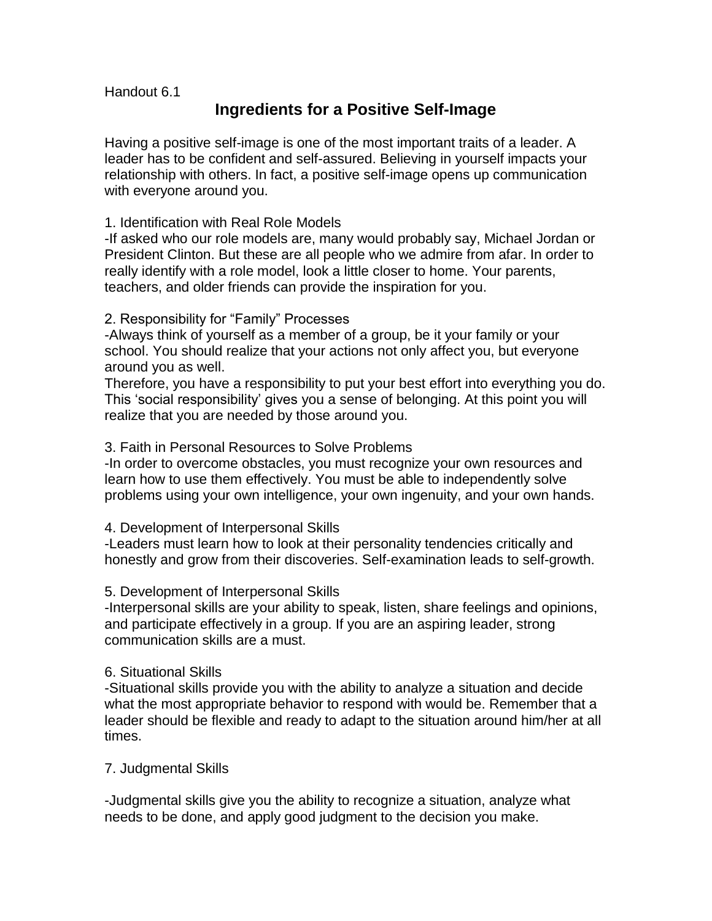Handout 6.1

## Ingredients for a Positive Self-Image

Having a positive self-image is one of the most important traits of a leader. A leader has to be confident and self-assured. Believing in yourself impacts your relationship with others. In fact, a positive self-image opens up communication with everyone around you.

1. Identification with Real Role Models

-If asked who our role models are, many would probably say, Michael Jordan or President Clinton. But these are all people who we admire from afar. In order to really identify with a role model, look a little closer to home. Your parents, teachers, and older friends can provide the inspiration for you.

2. Responsibility for “Family” Processes

-Always think of yourself as a member of a group, be it your family or your school. You should realize that your actions not only affect you, but everyone around you as well.

Therefore, you have a responsibility to put your best effort into everything you do. This ‘social responsibility’ gives you a sense of belonging. At this point you will realize that you are needed by those around you.

3. Faith in Personal Resources to Solve Problems

-In order to overcome obstacles, you must recognize your own resources and learn how to use them effectively. You must be able to independently solve problems using your own intelligence, your own ingenuity, and your own hands.

4. Development of Interpersonal Skills

-Leaders must learn how to look at their personality tendencies critically and honestly and grow from their discoveries. Self-examination leads to self-growth.

5. Development of Interpersonal Skills

-Interpersonal skills are your ability to speak, listen, share feelings and opinions, and participate effectively in a group. If you are an aspiring leader, strong communication skills are a must.

6. Situational Skills

-Situational skills provide you with the ability to analyze a situation and decide what the most appropriate behavior to respond with would be. Remember that a leader should be flexible and ready to adapt to the situation around him/her at all times.

7. Judgmental Skills

-Judgmental skills give you the ability to recognize a situation, analyze what needs to be done, and apply good judgment to the decision you make.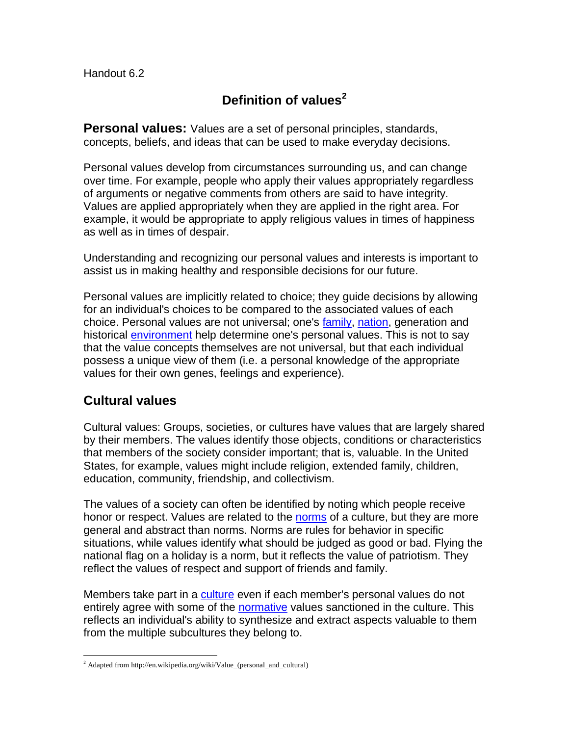Handout 6.2

## Definition of values[2]

**Personal values:** Values are a set of personal principles, standards, concepts, beliefs, and ideas that can be used to make everyday decisions.

Personal values develop from circumstances surrounding us, and can change over time. For example, people who apply their values appropriately regardless of arguments or negative comments from others are said to have integrity. Values are applied appropriately when they are applied in the right area. For example, it would be appropriate to apply religious values in times of happiness as well as in times of despair.

Understanding and recognizing our personal values and interests is important to assist us in making healthy and responsible decisions for our future.

Personal values are implicitly related to choice; they guide decisions by allowing for an individual's choices to be compared to the associated values of each choice. Personal values are not universal; one's family, nation, generation and historical environment help determine one's personal values. This is not to say that the value concepts themselves are not universal, but that each individual possess a unique view of them (i.e. a personal knowledge of the appropriate values for their own genes, feelings and experience).

## Cultural values

Cultural values: Groups, societies, or cultures have values that are largely shared by their members. The values identify those objects, conditions or characteristics that members of the society consider important; that is, valuable. In the United States, for example, values might include religion, extended family, children, education, community, friendship, and collectivism.

The values of a society can often be identified by noting which people receive honor or respect. Values are related to the norms of a culture, but they are more general and abstract than norms. Norms are rules for behavior in specific situations, while values identify what should be judged as good or bad. Flying the national flag on a holiday is a norm, but it reflects the value of patriotism. They reflect the values of respect and support of friends and family.

Members take part in a culture even if each member's personal values do not entirely agree with some of the normative values sanctioned in the culture. This reflects an individual's ability to synthesize and extract aspects valuable to them from the multiple subcultures they belong to.

---

[2] Adapted from http://en.wikipedia.org/wiki/Value_(personal_and_cultural)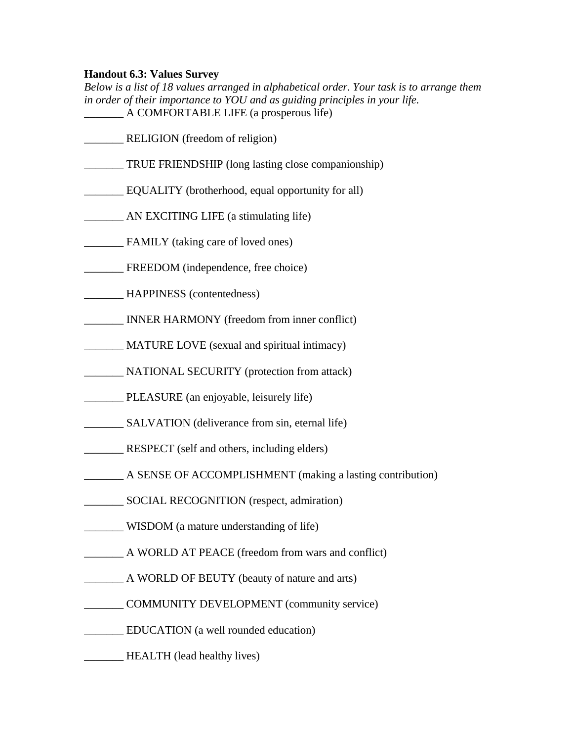**Handout 6.3: Values Survey**

*Below is a list of 18 values arranged in alphabetical order. Your task is to arrange them in order of their importance to YOU and as guiding principles in your life.*

_______ A COMFORTABLE LIFE (a prosperous life)

_______ RELIGION (freedom of religion)

_______ TRUE FRIENDSHIP (long lasting close companionship)

_______ EQUALITY (brotherhood, equal opportunity for all)

_______ AN EXCITING LIFE (a stimulating life)

_______ FAMILY (taking care of loved ones)

_______ FREEDOM (independence, free choice)

_______ HAPPINESS (contentedness)

_______ INNER HARMONY (freedom from inner conflict)

_______ MATURE LOVE (sexual and spiritual intimacy)

_______ NATIONAL SECURITY (protection from attack)

_______ PLEASURE (an enjoyable, leisurely life)

_______ SALVATION (deliverance from sin, eternal life)

_______ RESPECT (self and others, including elders)

_______ A SENSE OF ACCOMPLISHMENT (making a lasting contribution)

_______ SOCIAL RECOGNITION (respect, admiration)

_______ WISDOM (a mature understanding of life)

_______ A WORLD AT PEACE (freedom from wars and conflict)

_______ A WORLD OF BEUTY (beauty of nature and arts)

_______ COMMUNITY DEVELOPMENT (community service)

_______ EDUCATION (a well rounded education)

_______ HEALTH (lead healthy lives)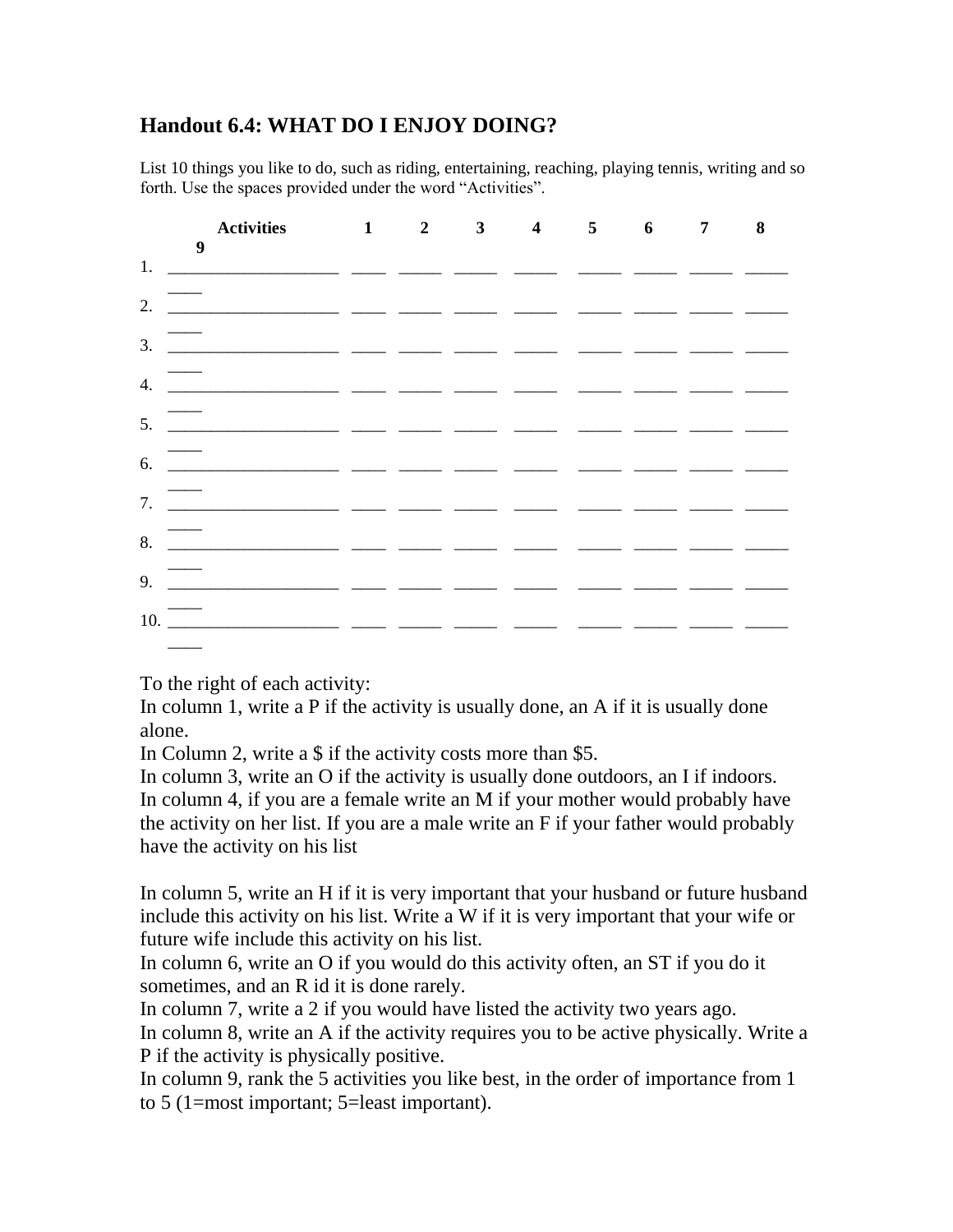## Handout 6.4: WHAT DO I ENJOY DOING?

List 10 things you like to do, such as riding, entertaining, reaching, playing tennis, writing and so forth. Use the spaces provided under the word "Activities".

| | Activities | 1 | 2 | 3 | 4 | 5 | 6 | 7 | 8 | 9 |
|---|---|---|---|---|---|---|---|---|---|---|
| 1. | ___________________ | ____ | _____ | _____ | _____ | _____ | _____ | _____ | _____ | ____ |
| 2. | ___________________ | ____ | _____ | _____ | _____ | _____ | _____ | _____ | _____ | ____ |
| 3. | ___________________ | ____ | _____ | _____ | _____ | _____ | _____ | _____ | _____ | ____ |
| 4. | ___________________ | ____ | _____ | _____ | _____ | _____ | _____ | _____ | _____ | ____ |
| 5. | ___________________ | ____ | _____ | _____ | _____ | _____ | _____ | _____ | _____ | ____ |
| 6. | ___________________ | ____ | _____ | _____ | _____ | _____ | _____ | _____ | _____ | ____ |
| 7. | ___________________ | ____ | _____ | _____ | _____ | _____ | _____ | _____ | _____ | ____ |
| 8. | ___________________ | ____ | _____ | _____ | _____ | _____ | _____ | _____ | _____ | ____ |
| 9. | ___________________ | ____ | _____ | _____ | _____ | _____ | _____ | _____ | _____ | ____ |
| 10. | ___________________ | ____ | _____ | _____ | _____ | _____ | _____ | _____ | _____ | ____ |

To the right of each activity:
In column 1, write a P if the activity is usually done, an A if it is usually done alone.
In Column 2, write a $ if the activity costs more than $5.
In column 3, write an O if the activity is usually done outdoors, an I if indoors.
In column 4, if you are a female write an M if your mother would probably have the activity on her list. If you are a male write an F if your father would probably have the activity on his list

In column 5, write an H if it is very important that your husband or future husband include this activity on his list. Write a W if it is very important that your wife or future wife include this activity on his list.
In column 6, write an O if you would do this activity often, an ST if you do it sometimes, and an R id it is done rarely.
In column 7, write a 2 if you would have listed the activity two years ago.
In column 8, write an A if the activity requires you to be active physically. Write a P if the activity is physically positive.
In column 9, rank the 5 activities you like best, in the order of importance from 1 to 5 (1=most important; 5=least important).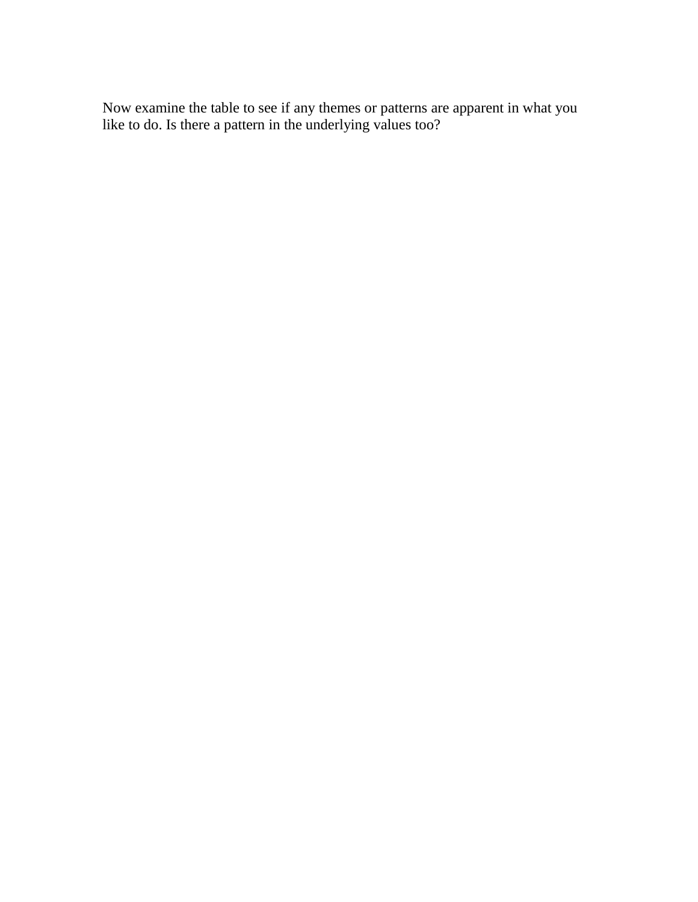Now examine the table to see if any themes or patterns are apparent in what you like to do. Is there a pattern in the underlying values too?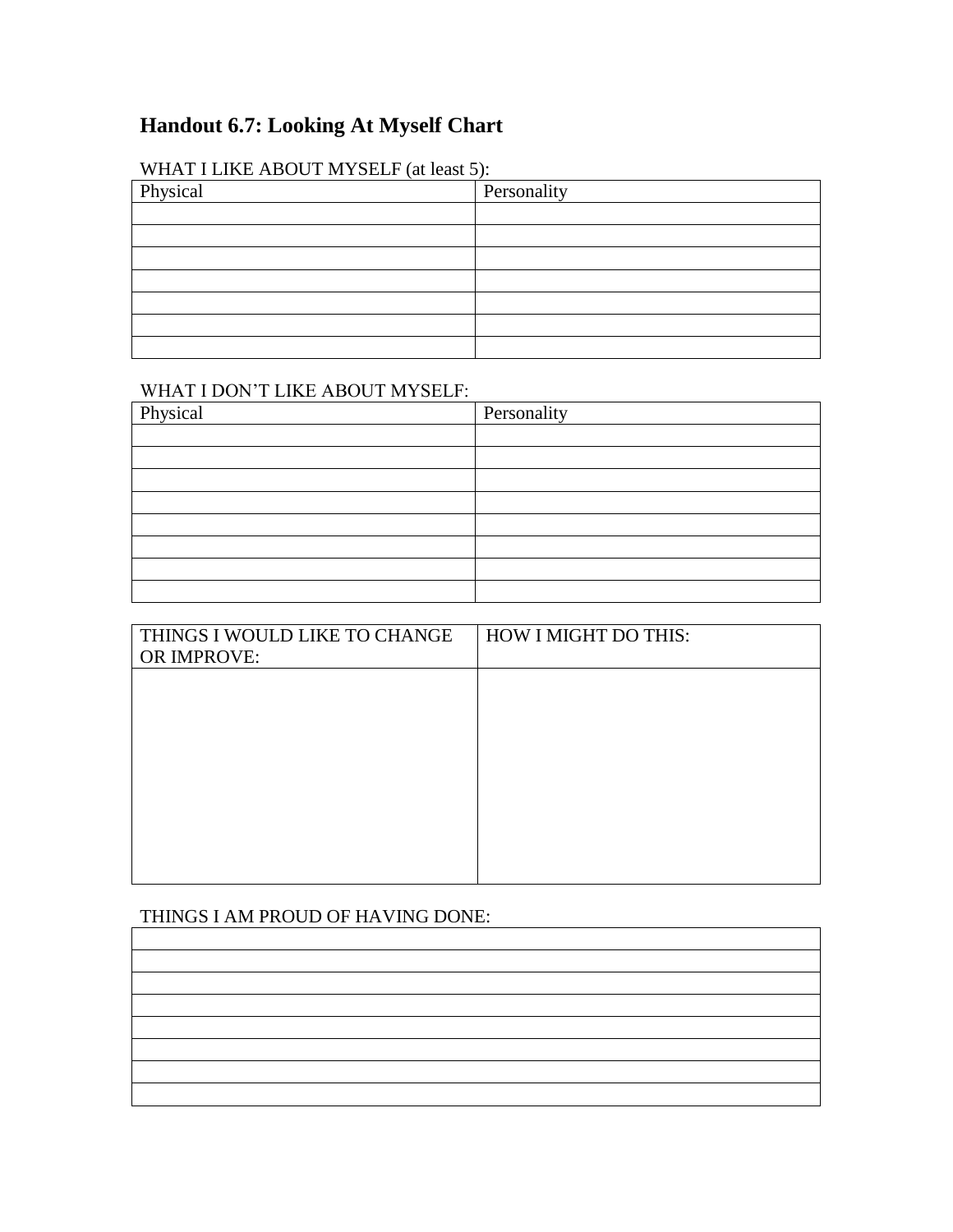## Handout 6.7: Looking At Myself Chart

WHAT I LIKE ABOUT MYSELF (at least 5):

| Physical | Personality |
|---|---|
| | |
| | |
| | |
| | |
| | |
| | |
| | |

WHAT I DON'T LIKE ABOUT MYSELF:

| Physical | Personality |
|---|---|
| | |
| | |
| | |
| | |
| | |
| | |
| | |
| | |

| THINGS I WOULD LIKE TO CHANGE OR IMPROVE: | HOW I MIGHT DO THIS: |
|---|---|
| | |

THINGS I AM PROUD OF HAVING DONE:

| |
|---|
| |
| |
| |
| |
| |
| |
| |